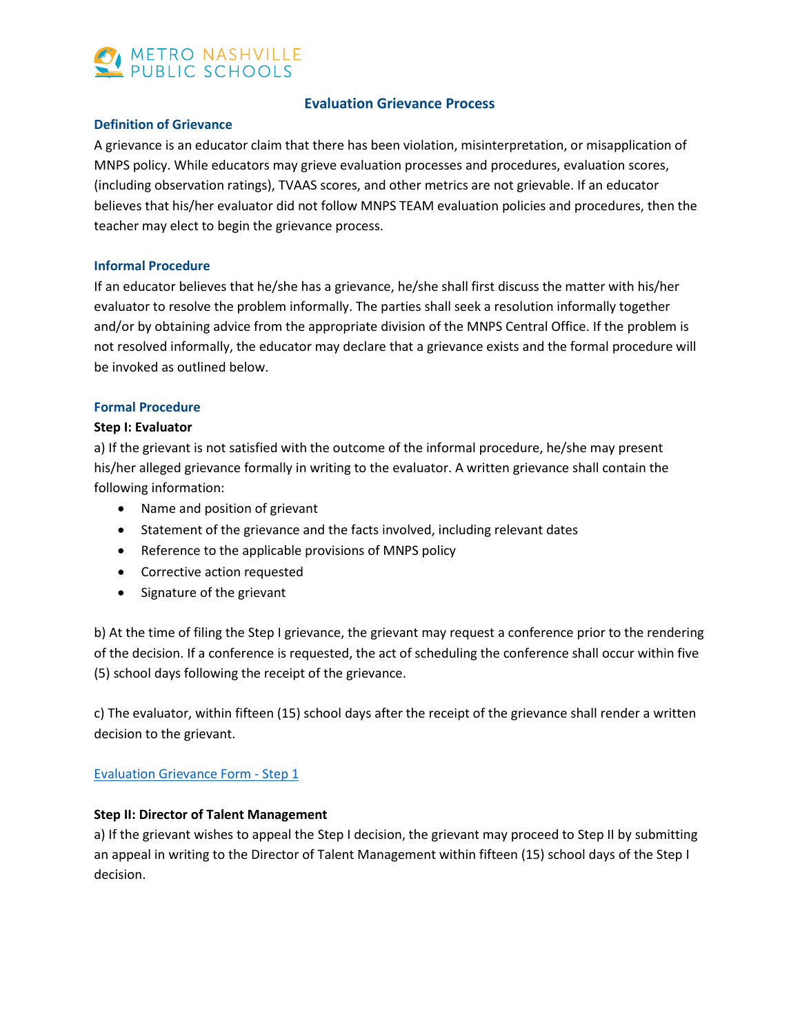METRO NASHVILLE PUBLIC SCHOOLS

# Evaluation Grievance Process

## Definition of Grievance

A grievance is an educator claim that there has been violation, misinterpretation, or misapplication of MNPS policy. While educators may grieve evaluation processes and procedures, evaluation scores, (including observation ratings), TVAAS scores, and other metrics are not grievable. If an educator believes that his/her evaluator did not follow MNPS TEAM evaluation policies and procedures, then the teacher may elect to begin the grievance process.

## Informal Procedure

If an educator believes that he/she has a grievance, he/she shall first discuss the matter with his/her evaluator to resolve the problem informally. The parties shall seek a resolution informally together and/or by obtaining advice from the appropriate division of the MNPS Central Office. If the problem is not resolved informally, the educator may declare that a grievance exists and the formal procedure will be invoked as outlined below.

## Formal Procedure

### Step I: Evaluator

a) If the grievant is not satisfied with the outcome of the informal procedure, he/she may present his/her alleged grievance formally in writing to the evaluator. A written grievance shall contain the following information:

- Name and position of grievant
- Statement of the grievance and the facts involved, including relevant dates
- Reference to the applicable provisions of MNPS policy
- Corrective action requested
- Signature of the grievant

b) At the time of filing the Step I grievance, the grievant may request a conference prior to the rendering of the decision. If a conference is requested, the act of scheduling the conference shall occur within five (5) school days following the receipt of the grievance.

c) The evaluator, within fifteen (15) school days after the receipt of the grievance shall render a written decision to the grievant.

Evaluation Grievance Form - Step 1

### Step II: Director of Talent Management

a) If the grievant wishes to appeal the Step I decision, the grievant may proceed to Step II by submitting an appeal in writing to the Director of Talent Management within fifteen (15) school days of the Step I decision.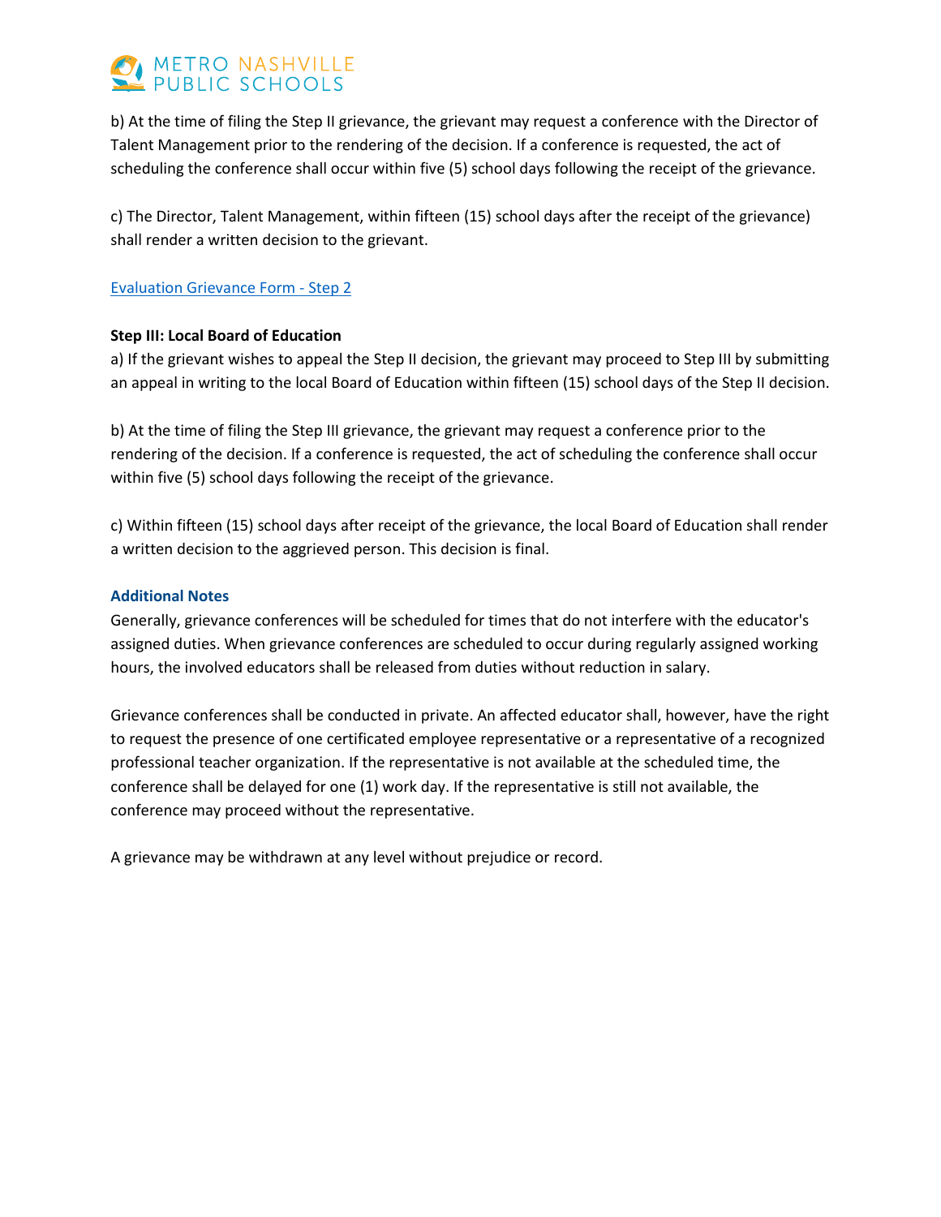b) At the time of filing the Step II grievance, the grievant may request a conference with the Director of Talent Management prior to the rendering of the decision. If a conference is requested, the act of scheduling the conference shall occur within five (5) school days following the receipt of the grievance.

c) The Director, Talent Management, within fifteen (15) school days after the receipt of the grievance) shall render a written decision to the grievant.

Evaluation Grievance Form - Step 2

**Step III: Local Board of Education**

a) If the grievant wishes to appeal the Step II decision, the grievant may proceed to Step III by submitting an appeal in writing to the local Board of Education within fifteen (15) school days of the Step II decision.

b) At the time of filing the Step III grievance, the grievant may request a conference prior to the rendering of the decision. If a conference is requested, the act of scheduling the conference shall occur within five (5) school days following the receipt of the grievance.

c) Within fifteen (15) school days after receipt of the grievance, the local Board of Education shall render a written decision to the aggrieved person. This decision is final.

### Additional Notes

Generally, grievance conferences will be scheduled for times that do not interfere with the educator's assigned duties. When grievance conferences are scheduled to occur during regularly assigned working hours, the involved educators shall be released from duties without reduction in salary.

Grievance conferences shall be conducted in private. An affected educator shall, however, have the right to request the presence of one certificated employee representative or a representative of a recognized professional teacher organization. If the representative is not available at the scheduled time, the conference shall be delayed for one (1) work day. If the representative is still not available, the conference may proceed without the representative.

A grievance may be withdrawn at any level without prejudice or record.